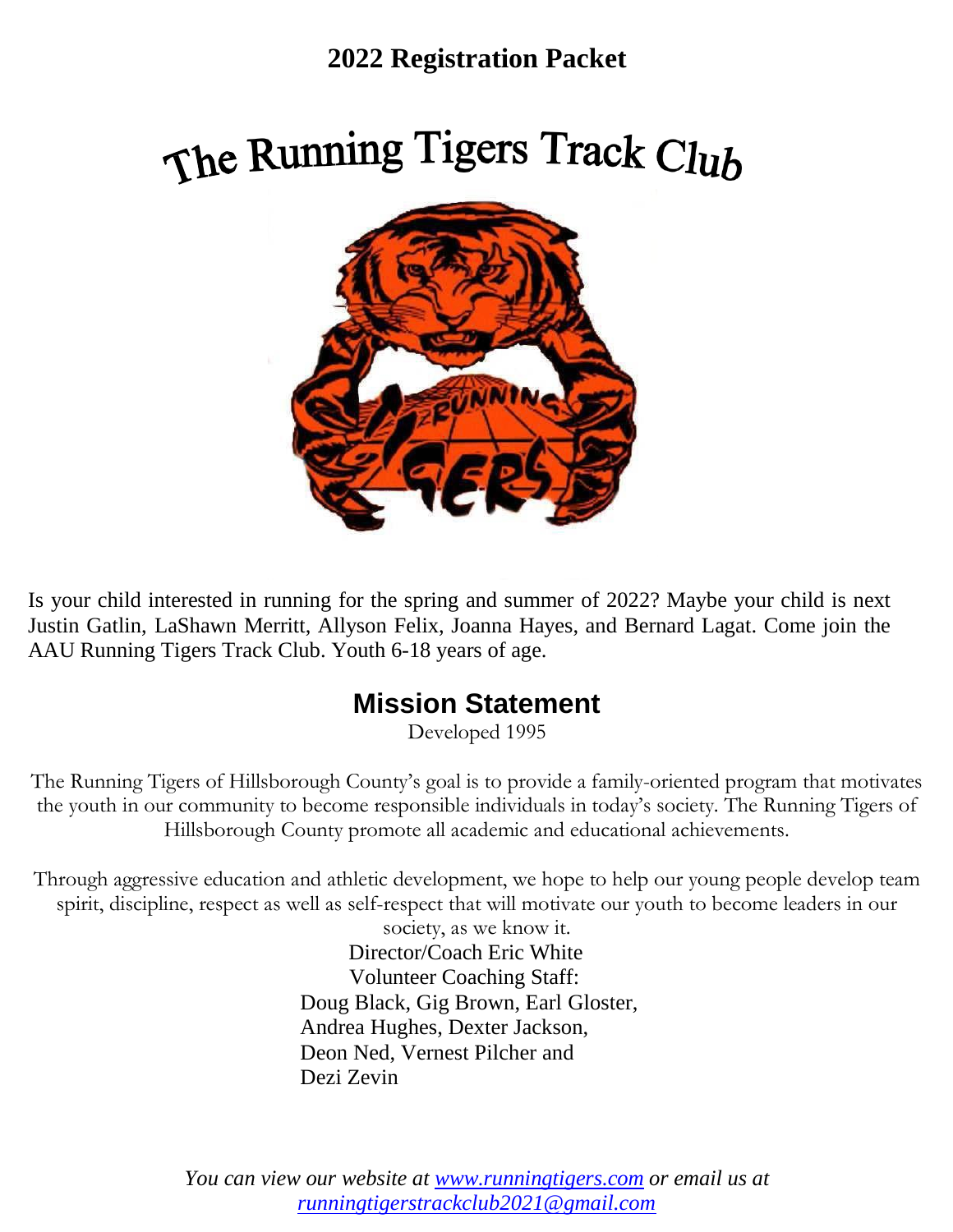## 2022 Registration Packet

# The Running Tigers Track Club

Is your child interested in running for the spring and summer of 2022? Maybe your child is next Justin Gatlin, LaShawn Merritt, Allyson Felix, Joanna Hayes, and Bernard Lagat. Come join the AAU Running Tigers Track Club. Youth 6-18 years of age.

## Mission Statement

Developed 1995

The Running Tigers of Hillsborough County's goal is to provide a family-oriented program that motivates the youth in our community to become responsible individuals in today's society. The Running Tigers of Hillsborough County promote all academic and educational achievements.

Through aggressive education and athletic development, we hope to help our young people develop team spirit, discipline, respect as well as self-respect that will motivate our youth to become leaders in our society, as we know it.

Director/Coach Eric White
Volunteer Coaching Staff:
Doug Black, Gig Brown, Earl Gloster,
Andrea Hughes, Dexter Jackson,
Deon Ned, Vernest Pilcher and
Dezi Zevin

*You can view our website at [www.runningtigers.com](http://www.runningtigers.com) or email us at [runningtigerstrackclub2021@gmail.com](mailto:runningtigerstrackclub2021@gmail.com)*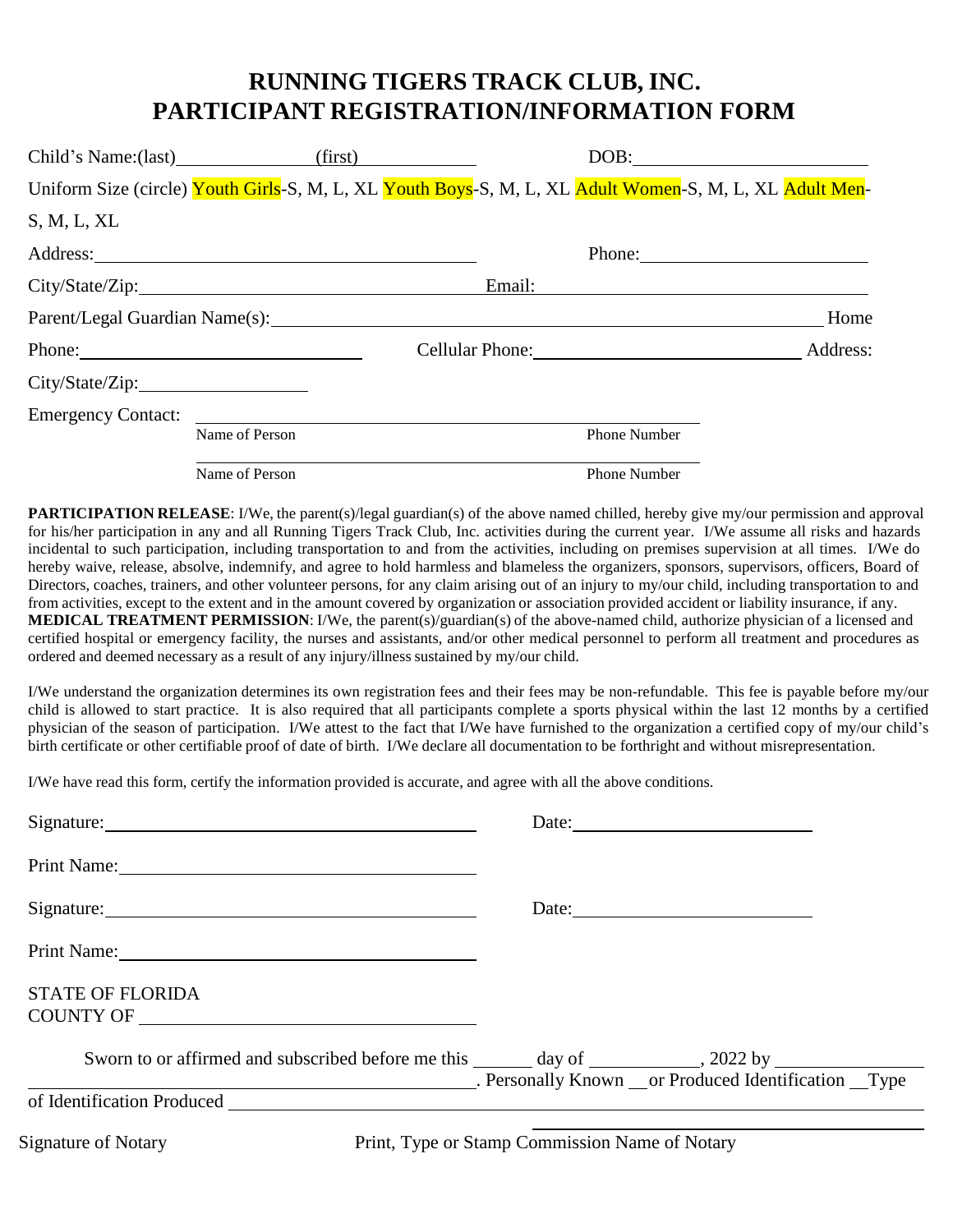# RUNNING TIGERS TRACK CLUB, INC.
# PARTICIPANT REGISTRATION/INFORMATION FORM

Child's Name:(last) _______________ (first) _______________ DOB: _______________________

Uniform Size (circle) Youth Girls-S, M, L, XL Youth Boys-S, M, L, XL Adult Women-S, M, L, XL Adult Men-S, M, L, XL

Address: ________________________________________ Phone: _______________________

City/State/Zip: ________________________________________ Email: ________________________________________

Parent/Legal Guardian Name(s): ________________________________________________________________ Home

Phone: ______________________________ Cellular Phone: ______________________________ Address:

City/State/Zip: __________________

Emergency Contact: ________________________________________________________________

Name of Person                                                                 Phone Number

________________________________________________________________

Name of Person                                                                 Phone Number

**PARTICIPATION RELEASE**: I/We, the parent(s)/legal guardian(s) of the above named chilled, hereby give my/our permission and approval for his/her participation in any and all Running Tigers Track Club, Inc. activities during the current year. I/We assume all risks and hazards incidental to such participation, including transportation to and from the activities, including on premises supervision at all times. I/We do hereby waive, release, absolve, indemnify, and agree to hold harmless and blameless the organizers, sponsors, supervisors, officers, Board of Directors, coaches, trainers, and other volunteer persons, for any claim arising out of an injury to my/our child, including transportation to and from activities, except to the extent and in the amount covered by organization or association provided accident or liability insurance, if any.
**MEDICAL TREATMENT PERMISSION**: I/We, the parent(s)/guardian(s) of the above-named child, authorize physician of a licensed and certified hospital or emergency facility, the nurses and assistants, and/or other medical personnel to perform all treatment and procedures as ordered and deemed necessary as a result of any injury/illness sustained by my/our child.

I/We understand the organization determines its own registration fees and their fees may be non-refundable. This fee is payable before my/our child is allowed to start practice. It is also required that all participants complete a sports physical within the last 12 months by a certified physician of the season of participation. I/We attest to the fact that I/We have furnished to the organization a certified copy of my/our child's birth certificate or other certifiable proof of date of birth. I/We declare all documentation to be forthright and without misrepresentation.

I/We have read this form, certify the information provided is accurate, and agree with all the above conditions.

Signature: ________________________________________ Date: ___________________________

Print Name: ________________________________________

Signature: ________________________________________ Date: ___________________________

Print Name: ________________________________________

STATE OF FLORIDA
COUNTY OF ________________________________

Sworn to or affirmed and subscribed before me this ______ day of ___________, 2022 by _______________ ________________________________________. Personally Known __or Produced Identification __Type of Identification Produced ________________________________________________________________

________________________________________

Signature of Notary                                        Print, Type or Stamp Commission Name of Notary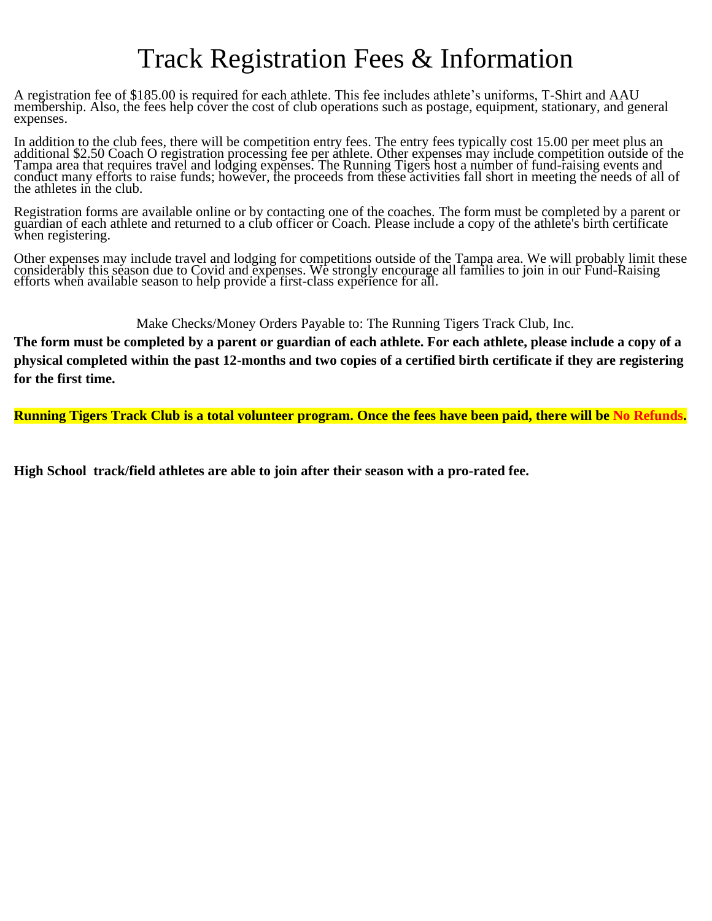# Track Registration Fees & Information

A registration fee of $185.00 is required for each athlete. This fee includes athlete's uniforms, T-Shirt and AAU membership. Also, the fees help cover the cost of club operations such as postage, equipment, stationary, and general expenses.

In addition to the club fees, there will be competition entry fees. The entry fees typically cost 15.00 per meet plus an additional $2.50 Coach O registration processing fee per athlete. Other expenses may include competition outside of the Tampa area that requires travel and lodging expenses. The Running Tigers host a number of fund-raising events and conduct many efforts to raise funds; however, the proceeds from these activities fall short in meeting the needs of all of the athletes in the club.

Registration forms are available online or by contacting one of the coaches. The form must be completed by a parent or guardian of each athlete and returned to a club officer or Coach. Please include a copy of the athlete's birth certificate when registering.

Other expenses may include travel and lodging for competitions outside of the Tampa area. We will probably limit these considerably this season due to Covid and expenses. We strongly encourage all families to join in our Fund-Raising efforts when available season to help provide a first-class experience for all.

Make Checks/Money Orders Payable to: The Running Tigers Track Club, Inc.

**The form must be completed by a parent or guardian of each athlete. For each athlete, please include a copy of a physical completed within the past 12-months and two copies of a certified birth certificate if they are registering for the first time.**

**Running Tigers Track Club is a total volunteer program. Once the fees have been paid, there will be No Refunds.**

**High School track/field athletes are able to join after their season with a pro-rated fee.**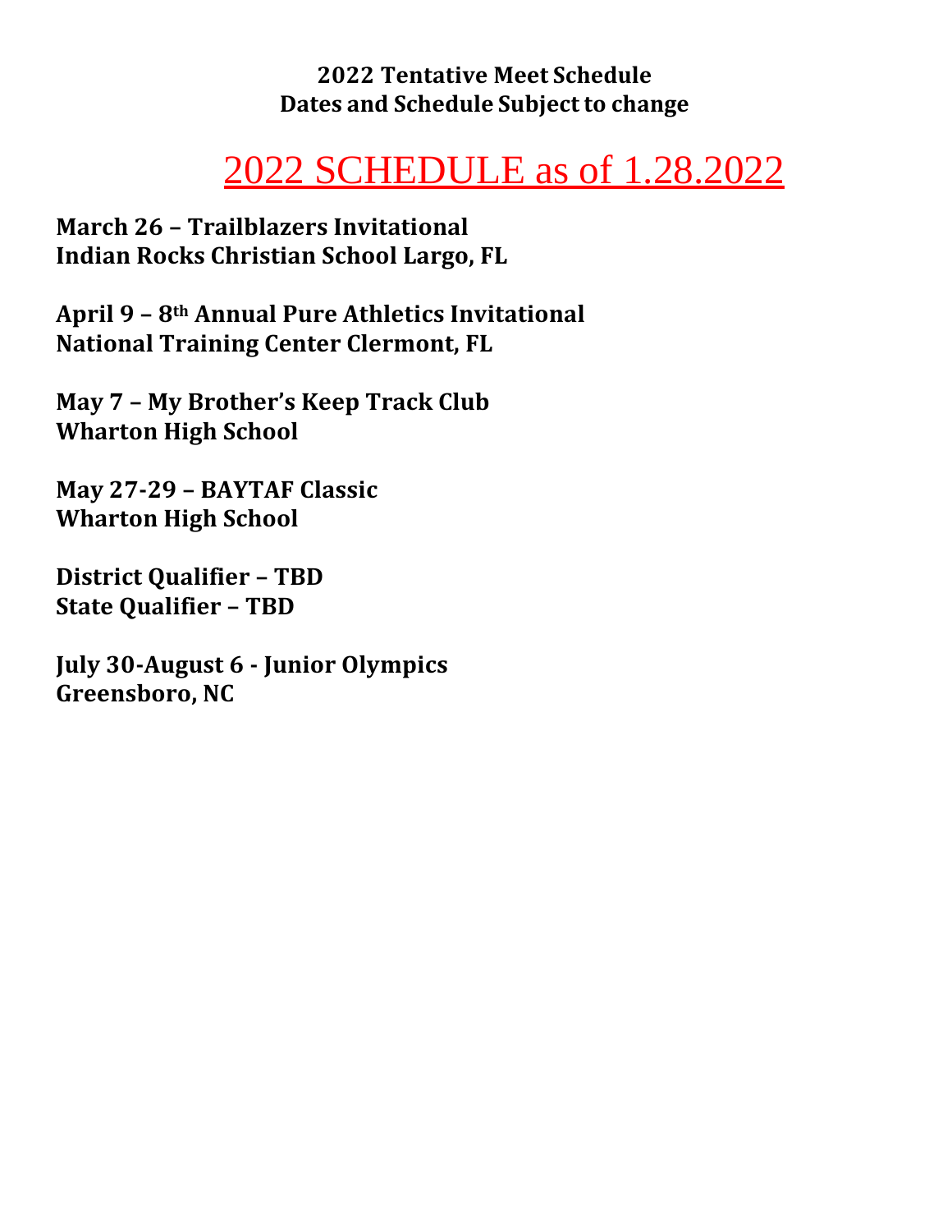**2022 Tentative Meet Schedule**
**Dates and Schedule Subject to change**

# 2022 SCHEDULE as of 1.28.2022

**March 26 – Trailblazers Invitational**
**Indian Rocks Christian School Largo, FL**

**April 9 – 8th Annual Pure Athletics Invitational**
**National Training Center Clermont, FL**

**May 7 – My Brother's Keep Track Club**
**Wharton High School**

**May 27-29 – BAYTAF Classic**
**Wharton High School**

**District Qualifier – TBD**
**State Qualifier – TBD**

**July 30-August 6 - Junior Olympics**
**Greensboro, NC**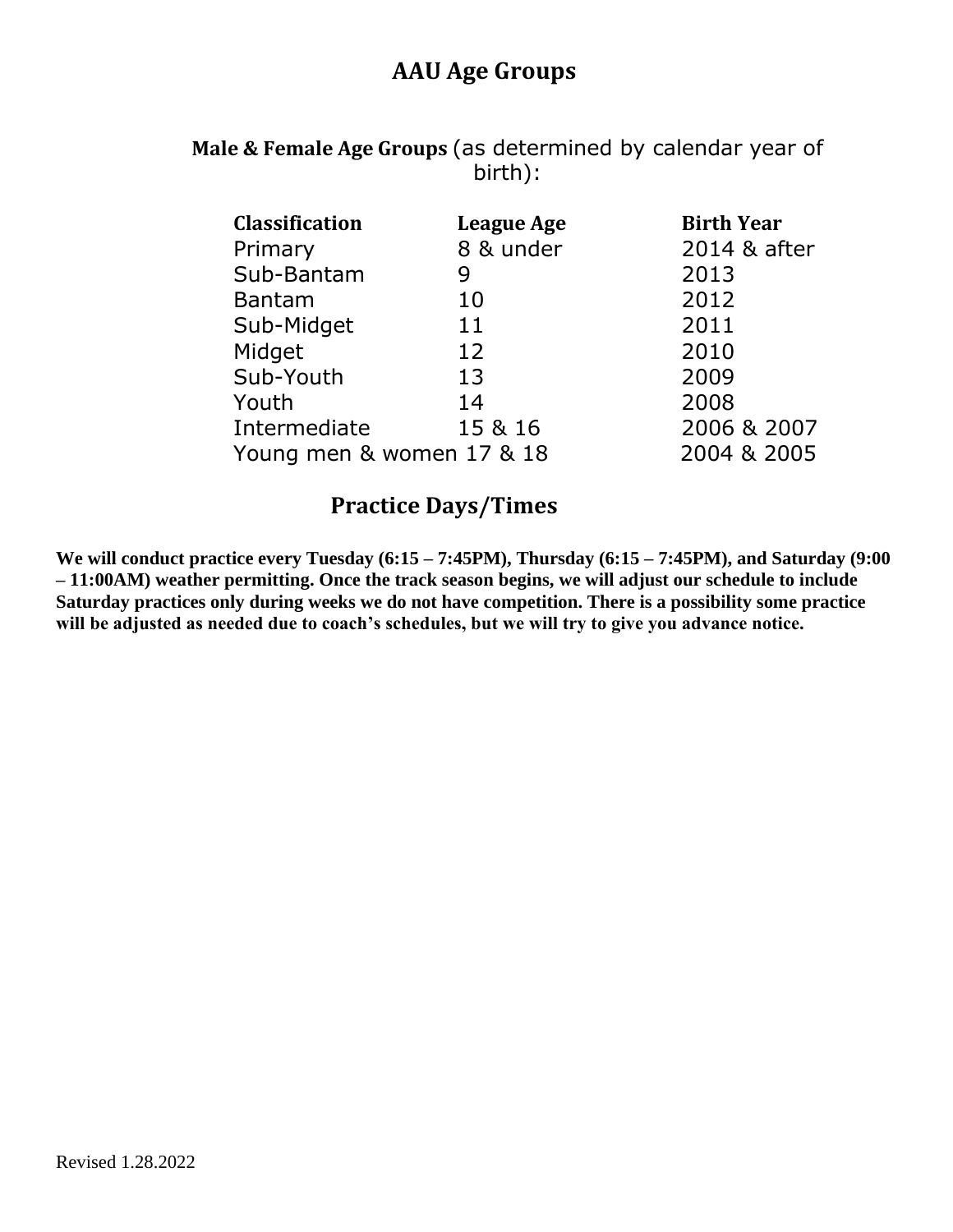# AAU Age Groups

**Male & Female Age Groups** (as determined by calendar year of birth):

| Classification | League Age | Birth Year |
| --- | --- | --- |
| Primary | 8 & under | 2014 & after |
| Sub-Bantam | 9 | 2013 |
| Bantam | 10 | 2012 |
| Sub-Midget | 11 | 2011 |
| Midget | 12 | 2010 |
| Sub-Youth | 13 | 2009 |
| Youth | 14 | 2008 |
| Intermediate | 15 & 16 | 2006 & 2007 |
| Young men & women | 17 & 18 | 2004 & 2005 |

## Practice Days/Times

**We will conduct practice every Tuesday (6:15 – 7:45PM), Thursday (6:15 – 7:45PM), and Saturday (9:00 – 11:00AM) weather permitting. Once the track season begins, we will adjust our schedule to include Saturday practices only during weeks we do not have competition. There is a possibility some practice will be adjusted as needed due to coach's schedules, but we will try to give you advance notice.**

Revised 1.28.2022